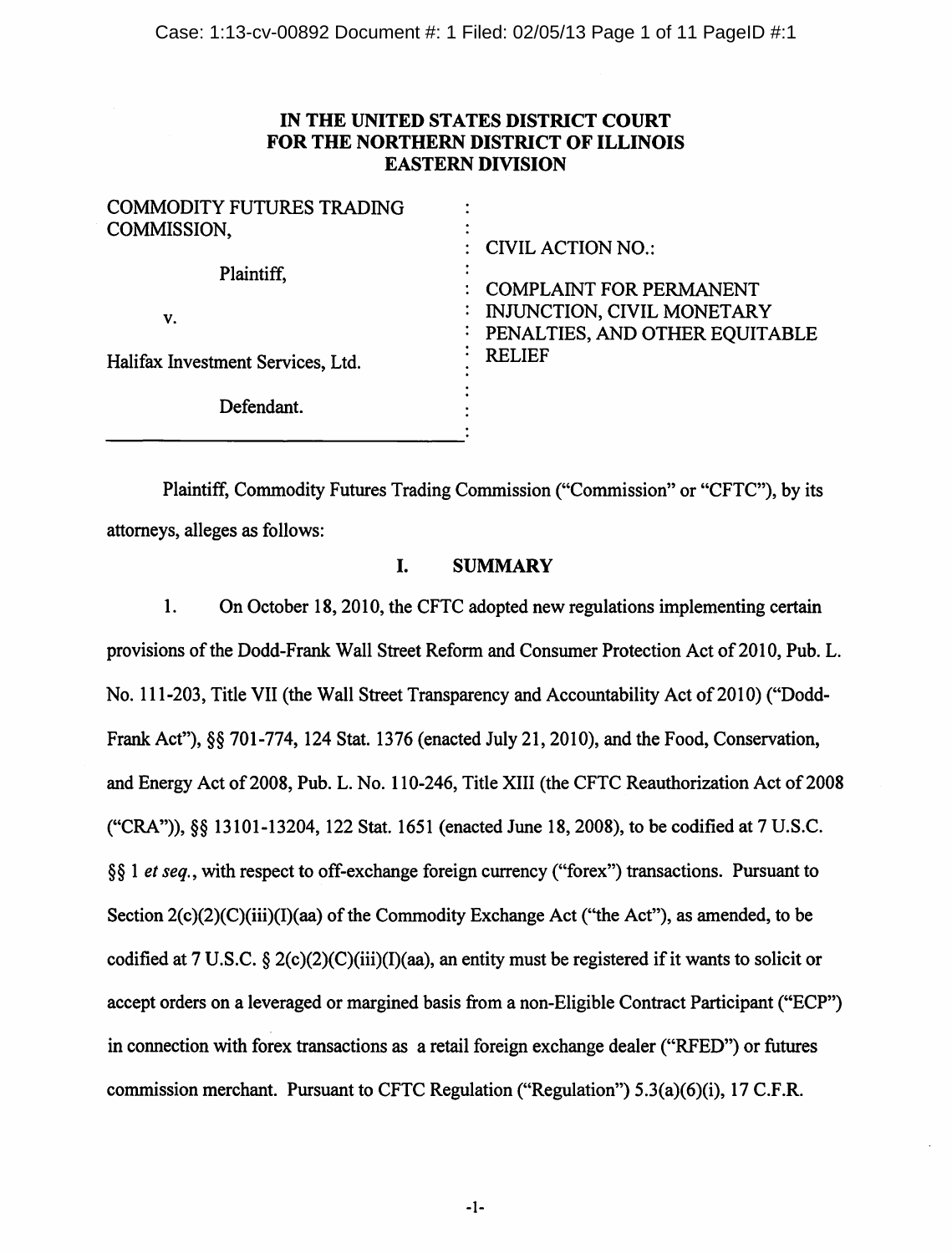**IN THE UNITED STATES DISTRICT COURT**
**FOR THE NORTHERN DISTRICT OF ILLINOIS**
**EASTERN DIVISION**

| | |
|---|---|
| COMMODITY FUTURES TRADING COMMISSION,<br><br>Plaintiff,<br><br>v.<br><br>Halifax Investment Services, Ltd.<br><br>Defendant. | CIVIL ACTION NO.:<br><br>COMPLAINT FOR PERMANENT INJUNCTION, CIVIL MONETARY PENALTIES, AND OTHER EQUITABLE RELIEF |

Plaintiff, Commodity Futures Trading Commission ("Commission" or "CFTC"), by its attorneys, alleges as follows:

## I. SUMMARY

1. On October 18, 2010, the CFTC adopted new regulations implementing certain provisions of the Dodd-Frank Wall Street Reform and Consumer Protection Act of 2010, Pub. L. No. 111-203, Title VII (the Wall Street Transparency and Accountability Act of 2010) ("Dodd-Frank Act"), §§ 701-774, 124 Stat. 1376 (enacted July 21, 2010), and the Food, Conservation, and Energy Act of 2008, Pub. L. No. 110-246, Title XIII (the CFTC Reauthorization Act of 2008 ("CRA")), §§ 13101-13204, 122 Stat. 1651 (enacted June 18, 2008), to be codified at 7 U.S.C. §§ 1 *et seq.*, with respect to off-exchange foreign currency ("forex") transactions. Pursuant to Section 2(c)(2)(C)(iii)(I)(aa) of the Commodity Exchange Act ("the Act"), as amended, to be codified at 7 U.S.C. § 2(c)(2)(C)(iii)(I)(aa), an entity must be registered if it wants to solicit or accept orders on a leveraged or margined basis from a non-Eligible Contract Participant ("ECP") in connection with forex transactions as a retail foreign exchange dealer ("RFED") or futures commission merchant. Pursuant to CFTC Regulation ("Regulation") 5.3(a)(6)(i), 17 C.F.R.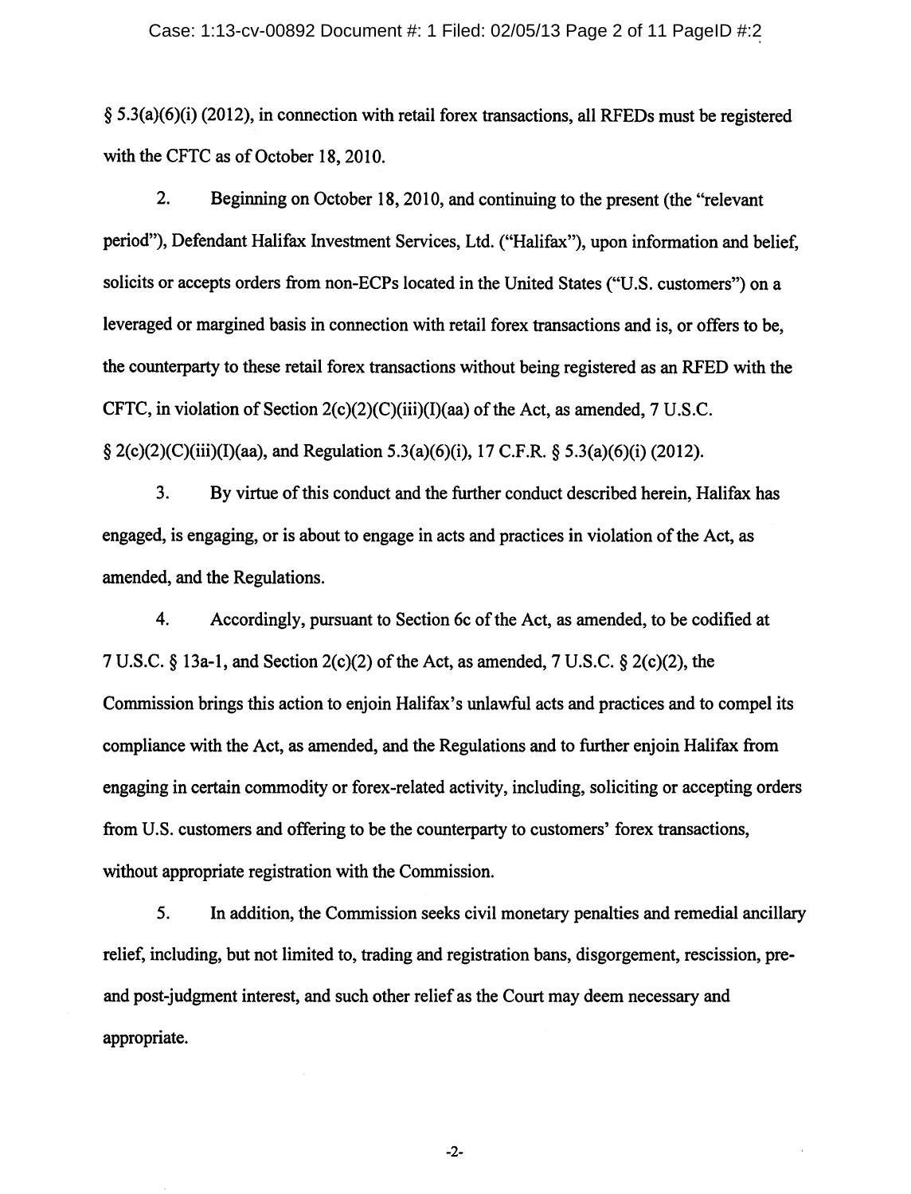§ 5.3(a)(6)(i) (2012), in connection with retail forex transactions, all RFEDs must be registered with the CFTC as of October 18, 2010.

2. Beginning on October 18, 2010, and continuing to the present (the "relevant period"), Defendant Halifax Investment Services, Ltd. ("Halifax"), upon information and belief, solicits or accepts orders from non-ECPs located in the United States ("U.S. customers") on a leveraged or margined basis in connection with retail forex transactions and is, or offers to be, the counterparty to these retail forex transactions without being registered as an RFED with the CFTC, in violation of Section 2(c)(2)(C)(iii)(I)(aa) of the Act, as amended, 7 U.S.C. § 2(c)(2)(C)(iii)(I)(aa), and Regulation 5.3(a)(6)(i), 17 C.F.R. § 5.3(a)(6)(i) (2012).

3. By virtue of this conduct and the further conduct described herein, Halifax has engaged, is engaging, or is about to engage in acts and practices in violation of the Act, as amended, and the Regulations.

4. Accordingly, pursuant to Section 6c of the Act, as amended, to be codified at 7 U.S.C. § 13a-1, and Section 2(c)(2) of the Act, as amended, 7 U.S.C. § 2(c)(2), the Commission brings this action to enjoin Halifax's unlawful acts and practices and to compel its compliance with the Act, as amended, and the Regulations and to further enjoin Halifax from engaging in certain commodity or forex-related activity, including, soliciting or accepting orders from U.S. customers and offering to be the counterparty to customers' forex transactions, without appropriate registration with the Commission.

5. In addition, the Commission seeks civil monetary penalties and remedial ancillary relief, including, but not limited to, trading and registration bans, disgorgement, rescission, pre- and post-judgment interest, and such other relief as the Court may deem necessary and appropriate.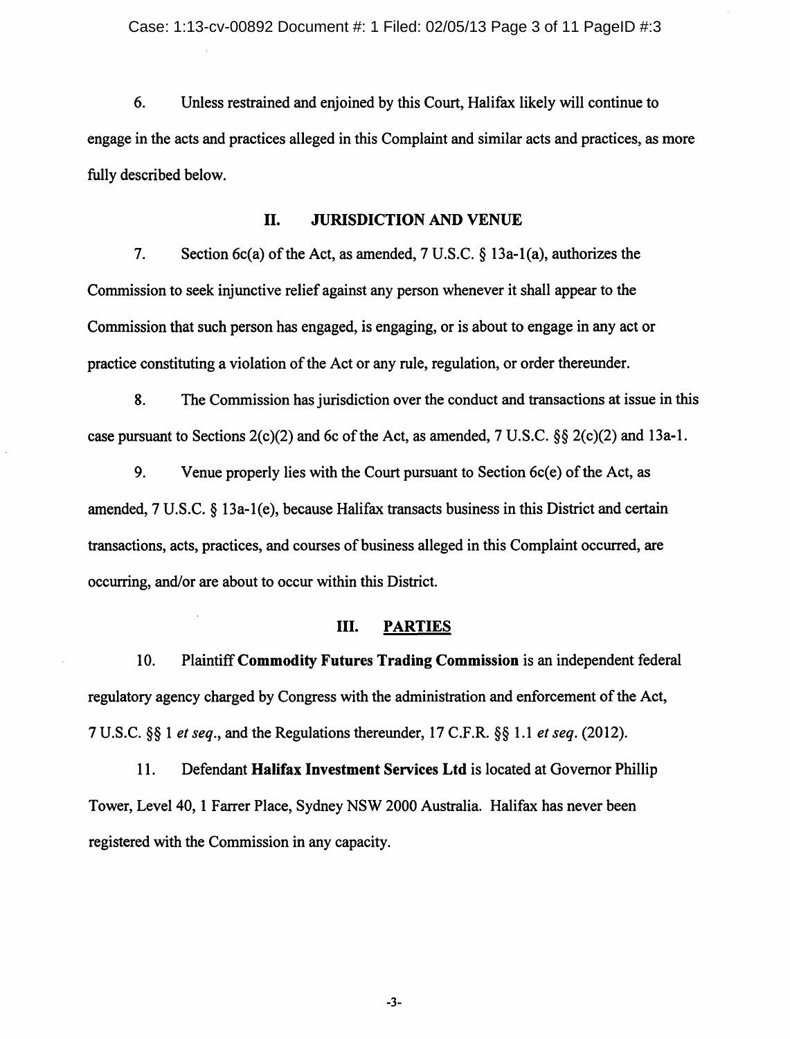6. Unless restrained and enjoined by this Court, Halifax likely will continue to engage in the acts and practices alleged in this Complaint and similar acts and practices, as more fully described below.

## II. JURISDICTION AND VENUE

7. Section 6c(a) of the Act, as amended, 7 U.S.C. § 13a-1(a), authorizes the Commission to seek injunctive relief against any person whenever it shall appear to the Commission that such person has engaged, is engaging, or is about to engage in any act or practice constituting a violation of the Act or any rule, regulation, or order thereunder.

8. The Commission has jurisdiction over the conduct and transactions at issue in this case pursuant to Sections 2(c)(2) and 6c of the Act, as amended, 7 U.S.C. §§ 2(c)(2) and 13a-1.

9. Venue properly lies with the Court pursuant to Section 6c(e) of the Act, as amended, 7 U.S.C. § 13a-1(e), because Halifax transacts business in this District and certain transactions, acts, practices, and courses of business alleged in this Complaint occurred, are occurring, and/or are about to occur within this District.

## III. PARTIES

10. Plaintiff **Commodity Futures Trading Commission** is an independent federal regulatory agency charged by Congress with the administration and enforcement of the Act, 7 U.S.C. §§ 1 *et seq.*, and the Regulations thereunder, 17 C.F.R. §§ 1.1 *et seq.* (2012).

11. Defendant **Halifax Investment Services Ltd** is located at Governor Phillip Tower, Level 40, 1 Farrer Place, Sydney NSW 2000 Australia. Halifax has never been registered with the Commission in any capacity.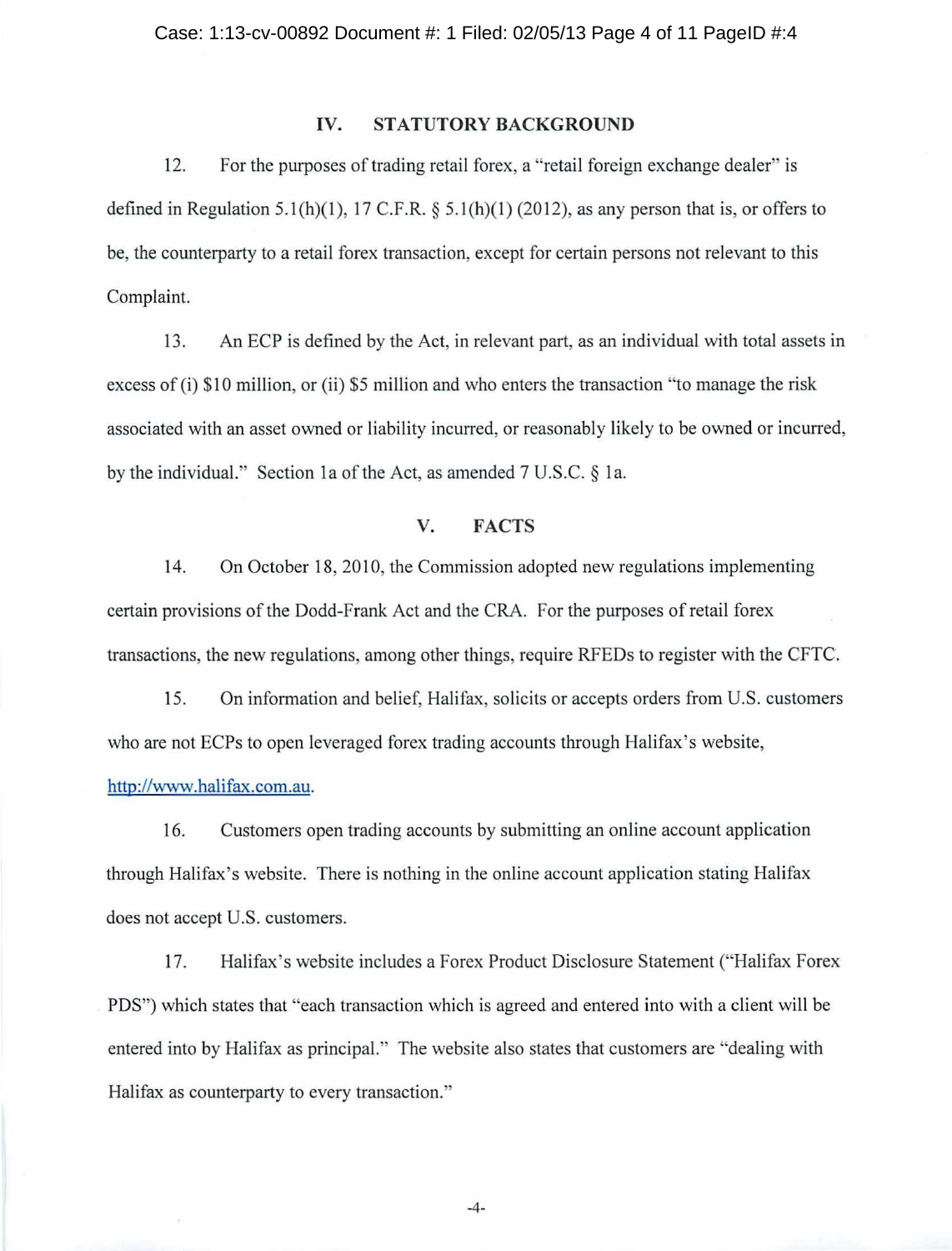## IV. STATUTORY BACKGROUND

12. For the purposes of trading retail forex, a "retail foreign exchange dealer" is defined in Regulation 5.1(h)(1), 17 C.F.R. § 5.1(h)(1) (2012), as any person that is, or offers to be, the counterparty to a retail forex transaction, except for certain persons not relevant to this Complaint.

13. An ECP is defined by the Act, in relevant part, as an individual with total assets in excess of (i) $10 million, or (ii) $5 million and who enters the transaction "to manage the risk associated with an asset owned or liability incurred, or reasonably likely to be owned or incurred, by the individual." Section 1a of the Act, as amended 7 U.S.C. § 1a.

## V. FACTS

14. On October 18, 2010, the Commission adopted new regulations implementing certain provisions of the Dodd-Frank Act and the CRA. For the purposes of retail forex transactions, the new regulations, among other things, require RFEDs to register with the CFTC.

15. On information and belief, Halifax, solicits or accepts orders from U.S. customers who are not ECPs to open leveraged forex trading accounts through Halifax's website, http://www.halifax.com.au.

16. Customers open trading accounts by submitting an online account application through Halifax's website. There is nothing in the online account application stating Halifax does not accept U.S. customers.

17. Halifax's website includes a Forex Product Disclosure Statement ("Halifax Forex PDS") which states that "each transaction which is agreed and entered into with a client will be entered into by Halifax as principal." The website also states that customers are "dealing with Halifax as counterparty to every transaction."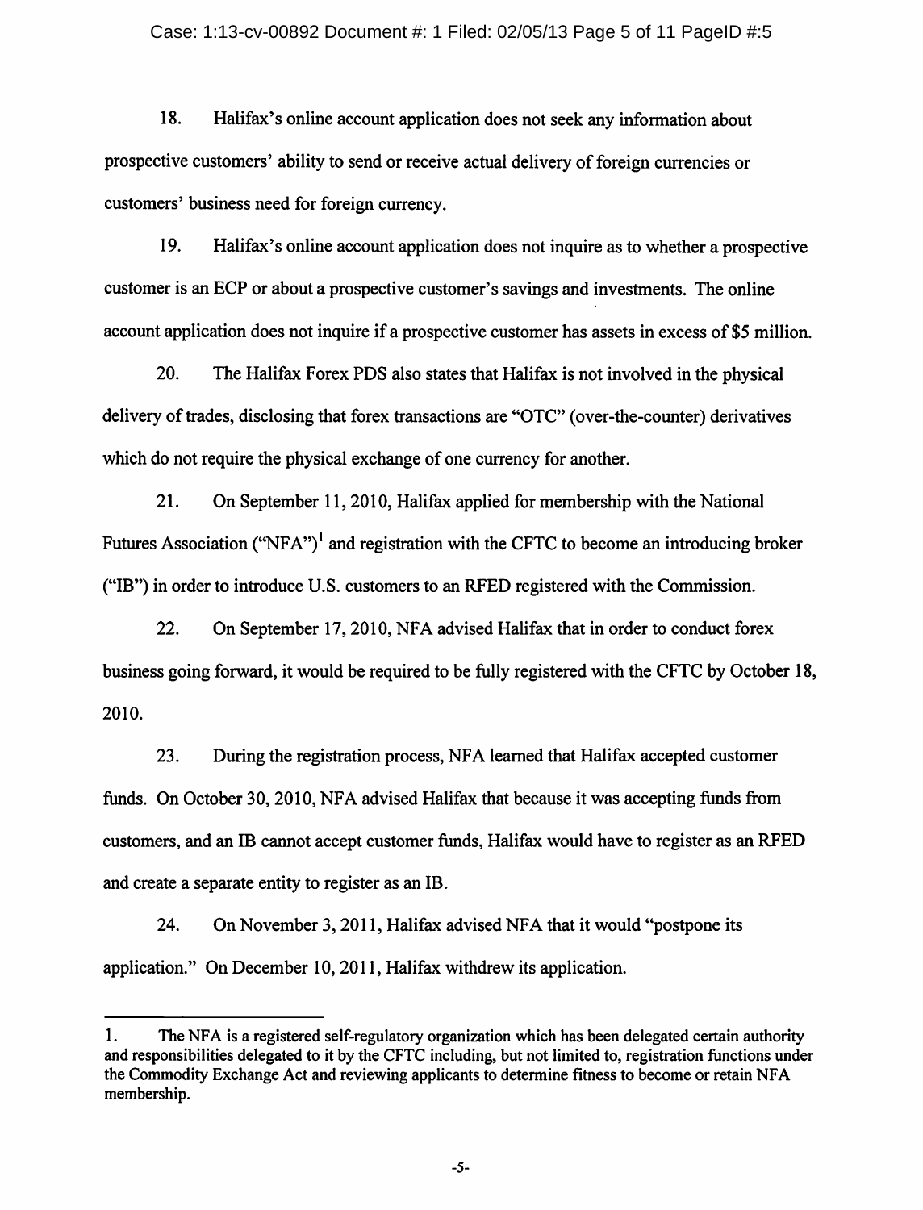18. Halifax's online account application does not seek any information about prospective customers' ability to send or receive actual delivery of foreign currencies or customers' business need for foreign currency.

19. Halifax's online account application does not inquire as to whether a prospective customer is an ECP or about a prospective customer's savings and investments. The online account application does not inquire if a prospective customer has assets in excess of $5 million.

20. The Halifax Forex PDS also states that Halifax is not involved in the physical delivery of trades, disclosing that forex transactions are "OTC" (over-the-counter) derivatives which do not require the physical exchange of one currency for another.

21. On September 11, 2010, Halifax applied for membership with the National Futures Association ("NFA")[1] and registration with the CFTC to become an introducing broker ("IB") in order to introduce U.S. customers to an RFED registered with the Commission.

22. On September 17, 2010, NFA advised Halifax that in order to conduct forex business going forward, it would be required to be fully registered with the CFTC by October 18, 2010.

23. During the registration process, NFA learned that Halifax accepted customer funds. On October 30, 2010, NFA advised Halifax that because it was accepting funds from customers, and an IB cannot accept customer funds, Halifax would have to register as an RFED and create a separate entity to register as an IB.

24. On November 3, 2011, Halifax advised NFA that it would "postpone its application." On December 10, 2011, Halifax withdrew its application.

---

1. **The NFA is a registered self-regulatory organization which has been delegated certain authority and responsibilities delegated to it by the CFTC including, but not limited to, registration functions under the Commodity Exchange Act and reviewing applicants to determine fitness to become or retain NFA membership.**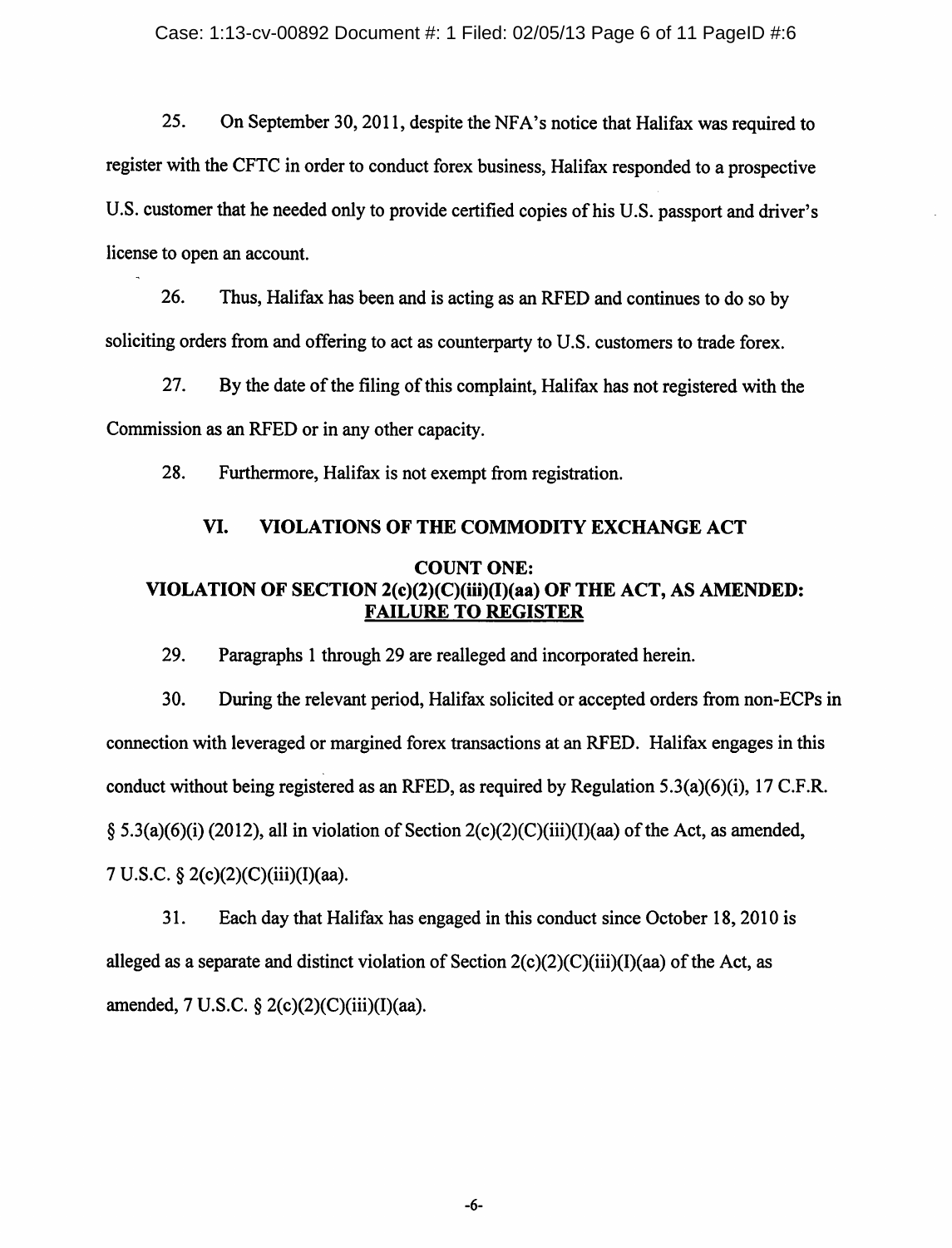25. On September 30, 2011, despite the NFA's notice that Halifax was required to register with the CFTC in order to conduct forex business, Halifax responded to a prospective U.S. customer that he needed only to provide certified copies of his U.S. passport and driver's license to open an account.

26. Thus, Halifax has been and is acting as an RFED and continues to do so by soliciting orders from and offering to act as counterparty to U.S. customers to trade forex.

27. By the date of the filing of this complaint, Halifax has not registered with the Commission as an RFED or in any other capacity.

28. Furthermore, Halifax is not exempt from registration.

## VI. VIOLATIONS OF THE COMMODITY EXCHANGE ACT

### COUNT ONE:
### VIOLATION OF SECTION 2(c)(2)(C)(iii)(I)(aa) OF THE ACT, AS AMENDED: FAILURE TO REGISTER

29. Paragraphs 1 through 29 are realleged and incorporated herein.

30. During the relevant period, Halifax solicited or accepted orders from non-ECPs in connection with leveraged or margined forex transactions at an RFED. Halifax engages in this conduct without being registered as an RFED, as required by Regulation 5.3(a)(6)(i), 17 C.F.R. § 5.3(a)(6)(i) (2012), all in violation of Section 2(c)(2)(C)(iii)(I)(aa) of the Act, as amended, 7 U.S.C. § 2(c)(2)(C)(iii)(I)(aa).

31. Each day that Halifax has engaged in this conduct since October 18, 2010 is alleged as a separate and distinct violation of Section 2(c)(2)(C)(iii)(I)(aa) of the Act, as amended, 7 U.S.C. § 2(c)(2)(C)(iii)(I)(aa).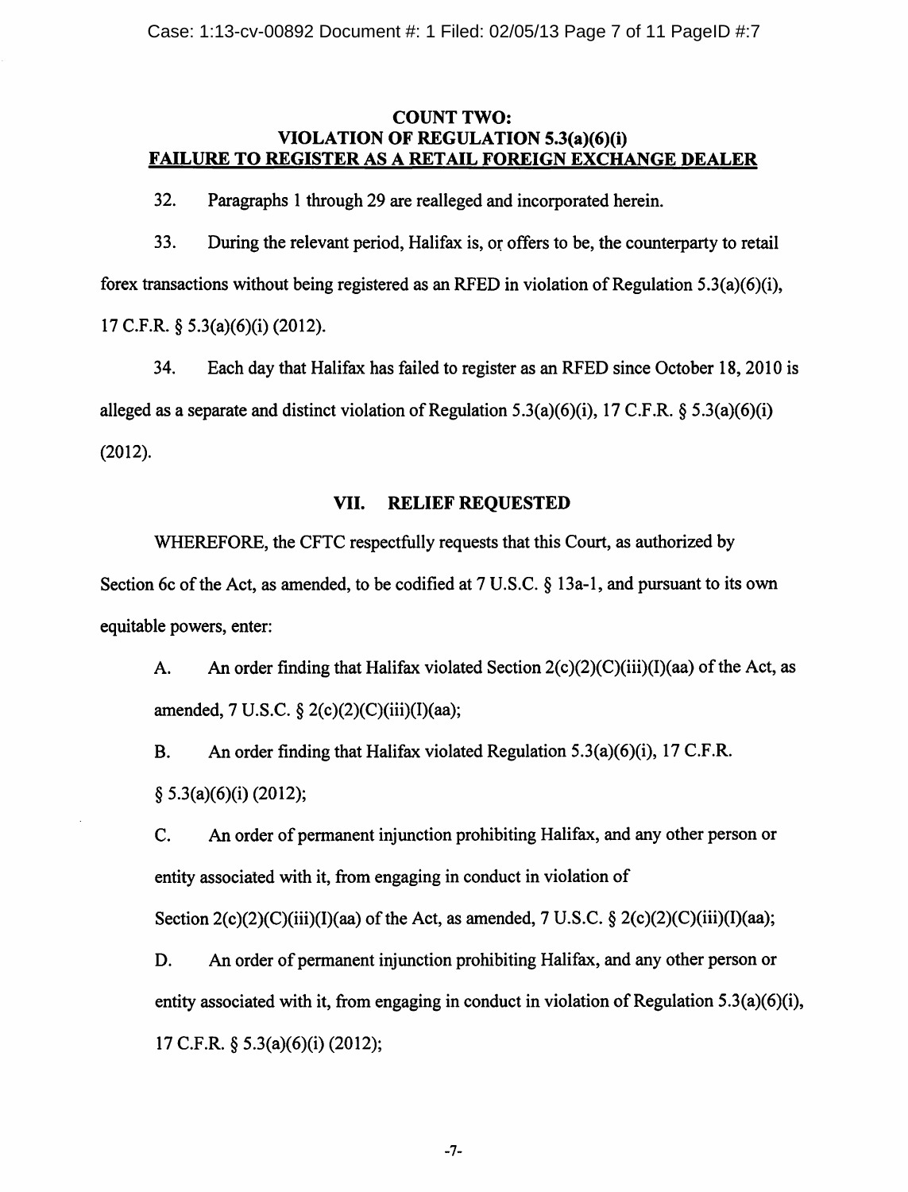## COUNT TWO:
## VIOLATION OF REGULATION 5.3(a)(6)(i)
## FAILURE TO REGISTER AS A RETAIL FOREIGN EXCHANGE DEALER

32. Paragraphs 1 through 29 are realleged and incorporated herein.

33. During the relevant period, Halifax is, or offers to be, the counterparty to retail forex transactions without being registered as an RFED in violation of Regulation 5.3(a)(6)(i), 17 C.F.R. § 5.3(a)(6)(i) (2012).

34. Each day that Halifax has failed to register as an RFED since October 18, 2010 is alleged as a separate and distinct violation of Regulation 5.3(a)(6)(i), 17 C.F.R. § 5.3(a)(6)(i) (2012).

## VII. RELIEF REQUESTED

WHEREFORE, the CFTC respectfully requests that this Court, as authorized by Section 6c of the Act, as amended, to be codified at 7 U.S.C. § 13a-1, and pursuant to its own equitable powers, enter:

A. An order finding that Halifax violated Section 2(c)(2)(C)(iii)(I)(aa) of the Act, as amended, 7 U.S.C. § 2(c)(2)(C)(iii)(I)(aa);

B. An order finding that Halifax violated Regulation 5.3(a)(6)(i), 17 C.F.R. § 5.3(a)(6)(i) (2012);

C. An order of permanent injunction prohibiting Halifax, and any other person or entity associated with it, from engaging in conduct in violation of Section 2(c)(2)(C)(iii)(I)(aa) of the Act, as amended, 7 U.S.C. § 2(c)(2)(C)(iii)(I)(aa);

D. An order of permanent injunction prohibiting Halifax, and any other person or entity associated with it, from engaging in conduct in violation of Regulation 5.3(a)(6)(i), 17 C.F.R. § 5.3(a)(6)(i) (2012);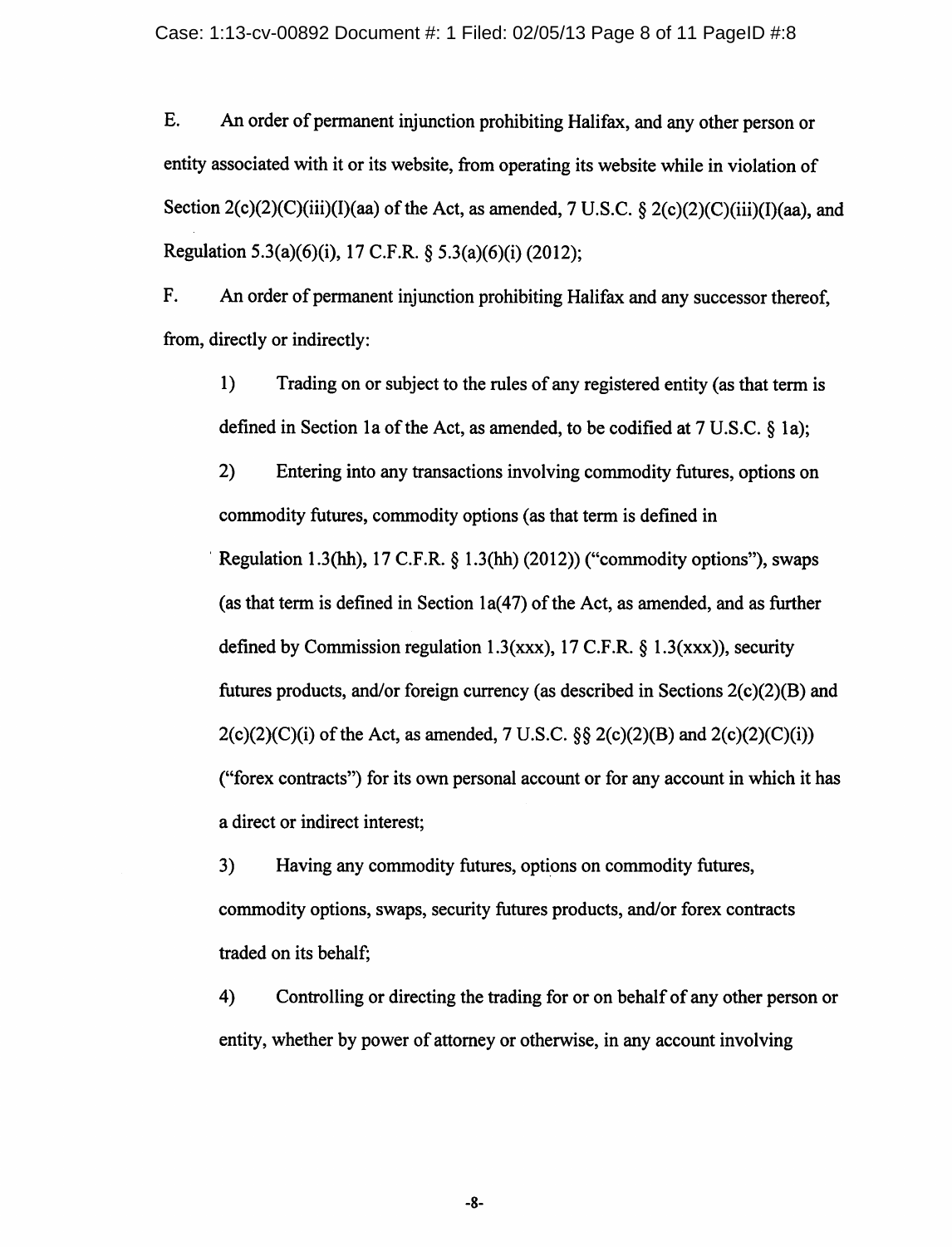E. An order of permanent injunction prohibiting Halifax, and any other person or entity associated with it or its website, from operating its website while in violation of Section 2(c)(2)(C)(iii)(I)(aa) of the Act, as amended, 7 U.S.C. § 2(c)(2)(C)(iii)(I)(aa), and Regulation 5.3(a)(6)(i), 17 C.F.R. § 5.3(a)(6)(i) (2012);

F. An order of permanent injunction prohibiting Halifax and any successor thereof, from, directly or indirectly:

1) Trading on or subject to the rules of any registered entity (as that term is defined in Section 1a of the Act, as amended, to be codified at 7 U.S.C. § 1a);

2) Entering into any transactions involving commodity futures, options on commodity futures, commodity options (as that term is defined in Regulation 1.3(hh), 17 C.F.R. § 1.3(hh) (2012)) ("commodity options"), swaps (as that term is defined in Section 1a(47) of the Act, as amended, and as further defined by Commission regulation 1.3(xxx), 17 C.F.R. § 1.3(xxx)), security futures products, and/or foreign currency (as described in Sections 2(c)(2)(B) and 2(c)(2)(C)(i) of the Act, as amended, 7 U.S.C. §§ 2(c)(2)(B) and 2(c)(2)(C)(i)) ("forex contracts") for its own personal account or for any account in which it has a direct or indirect interest;

3) Having any commodity futures, options on commodity futures, commodity options, swaps, security futures products, and/or forex contracts traded on its behalf;

4) Controlling or directing the trading for or on behalf of any other person or entity, whether by power of attorney or otherwise, in any account involving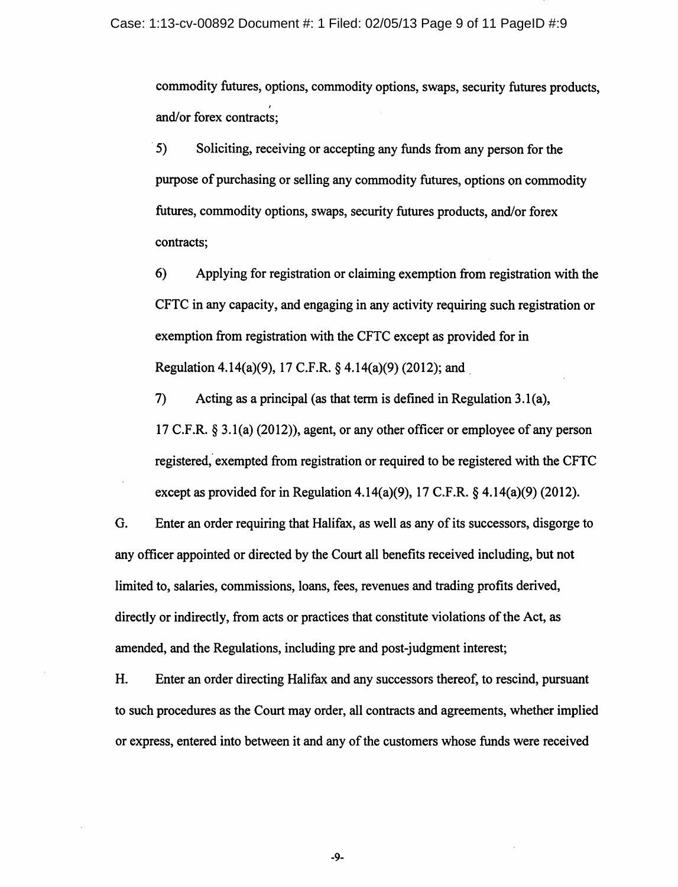commodity futures, options, commodity options, swaps, security futures products, and/or forex contracts;

5) Soliciting, receiving or accepting any funds from any person for the purpose of purchasing or selling any commodity futures, options on commodity futures, commodity options, swaps, security futures products, and/or forex contracts;

6) Applying for registration or claiming exemption from registration with the CFTC in any capacity, and engaging in any activity requiring such registration or exemption from registration with the CFTC except as provided for in Regulation 4.14(a)(9), 17 C.F.R. § 4.14(a)(9) (2012); and

7) Acting as a principal (as that term is defined in Regulation 3.1(a), 17 C.F.R. § 3.1(a) (2012)), agent, or any other officer or employee of any person registered, exempted from registration or required to be registered with the CFTC except as provided for in Regulation 4.14(a)(9), 17 C.F.R. § 4.14(a)(9) (2012).

G. Enter an order requiring that Halifax, as well as any of its successors, disgorge to any officer appointed or directed by the Court all benefits received including, but not limited to, salaries, commissions, loans, fees, revenues and trading profits derived, directly or indirectly, from acts or practices that constitute violations of the Act, as amended, and the Regulations, including pre and post-judgment interest;

H. Enter an order directing Halifax and any successors thereof, to rescind, pursuant to such procedures as the Court may order, all contracts and agreements, whether implied or express, entered into between it and any of the customers whose funds were received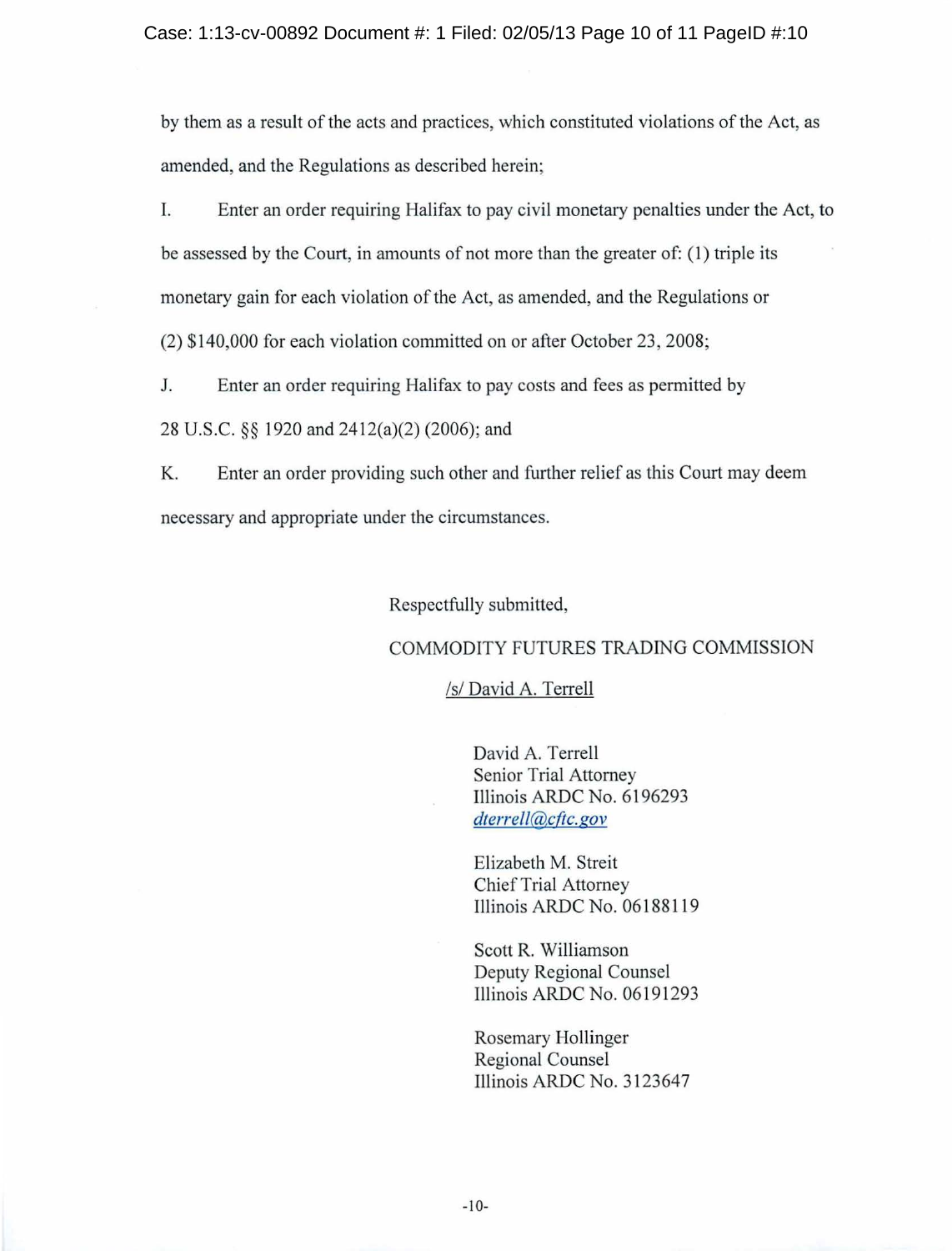by them as a result of the acts and practices, which constituted violations of the Act, as amended, and the Regulations as described herein;

I. Enter an order requiring Halifax to pay civil monetary penalties under the Act, to be assessed by the Court, in amounts of not more than the greater of: (1) triple its monetary gain for each violation of the Act, as amended, and the Regulations or (2) $140,000 for each violation committed on or after October 23, 2008;

J. Enter an order requiring Halifax to pay costs and fees as permitted by 28 U.S.C. §§ 1920 and 2412(a)(2) (2006); and

K. Enter an order providing such other and further relief as this Court may deem necessary and appropriate under the circumstances.

Respectfully submitted,

COMMODITY FUTURES TRADING COMMISSION

/s/ David A. Terrell

David A. Terrell
Senior Trial Attorney
Illinois ARDC No. 6196293
*dterrell@cftc.gov*

Elizabeth M. Streit
Chief Trial Attorney
Illinois ARDC No. 06188119

Scott R. Williamson
Deputy Regional Counsel
Illinois ARDC No. 06191293

Rosemary Hollinger
Regional Counsel
Illinois ARDC No. 3123647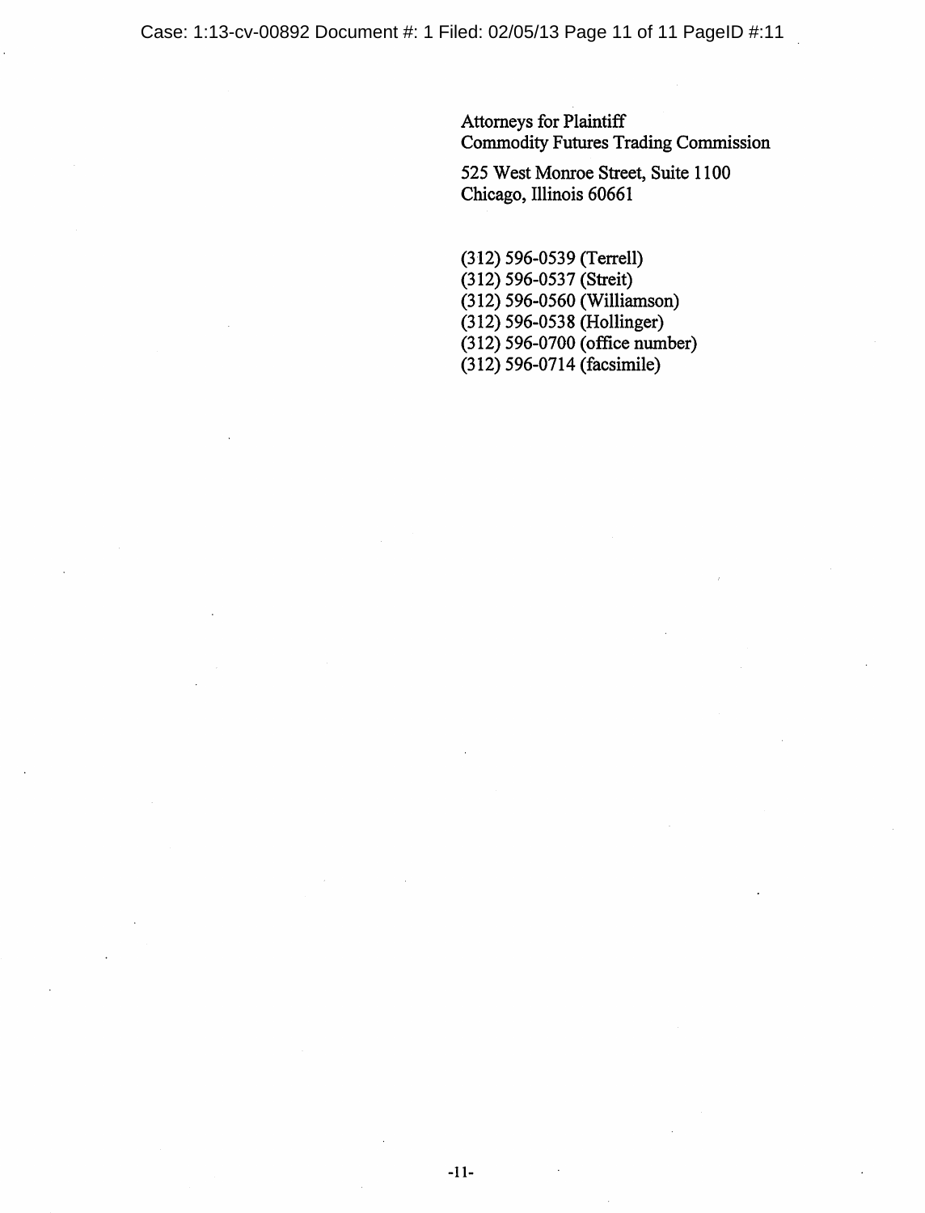Attorneys for Plaintiff
Commodity Futures Trading Commission

525 West Monroe Street, Suite 1100
Chicago, Illinois 60661

(312) 596-0539 (Terrell)
(312) 596-0537 (Streit)
(312) 596-0560 (Williamson)
(312) 596-0538 (Hollinger)
(312) 596-0700 (office number)
(312) 596-0714 (facsimile)